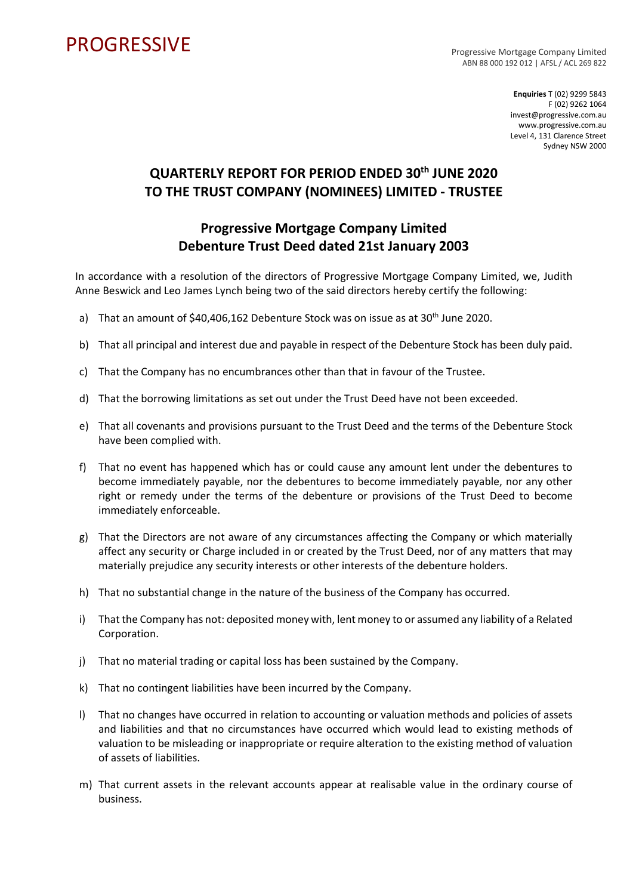PROGRESSIVE

Progressive Mortgage Company Limited
ABN 88 000 192 012 | AFSL / ACL 269 822

**Enquiries** T (02) 9299 5843
F (02) 9262 1064
invest@progressive.com.au
www.progressive.com.au
Level 4, 131 Clarence Street
Sydney NSW 2000

## QUARTERLY REPORT FOR PERIOD ENDED 30th JUNE 2020 TO THE TRUST COMPANY (NOMINEES) LIMITED - TRUSTEE

## Progressive Mortgage Company Limited Debenture Trust Deed dated 21st January 2003

In accordance with a resolution of the directors of Progressive Mortgage Company Limited, we, Judith Anne Beswick and Leo James Lynch being two of the said directors hereby certify the following:

a) That an amount of $40,406,162 Debenture Stock was on issue as at 30th June 2020.

b) That all principal and interest due and payable in respect of the Debenture Stock has been duly paid.

c) That the Company has no encumbrances other than that in favour of the Trustee.

d) That the borrowing limitations as set out under the Trust Deed have not been exceeded.

e) That all covenants and provisions pursuant to the Trust Deed and the terms of the Debenture Stock have been complied with.

f) That no event has happened which has or could cause any amount lent under the debentures to become immediately payable, nor the debentures to become immediately payable, nor any other right or remedy under the terms of the debenture or provisions of the Trust Deed to become immediately enforceable.

g) That the Directors are not aware of any circumstances affecting the Company or which materially affect any security or Charge included in or created by the Trust Deed, nor of any matters that may materially prejudice any security interests or other interests of the debenture holders.

h) That no substantial change in the nature of the business of the Company has occurred.

i) That the Company has not: deposited money with, lent money to or assumed any liability of a Related Corporation.

j) That no material trading or capital loss has been sustained by the Company.

k) That no contingent liabilities have been incurred by the Company.

l) That no changes have occurred in relation to accounting or valuation methods and policies of assets and liabilities and that no circumstances have occurred which would lead to existing methods of valuation to be misleading or inappropriate or require alteration to the existing method of valuation of assets of liabilities.

m) That current assets in the relevant accounts appear at realisable value in the ordinary course of business.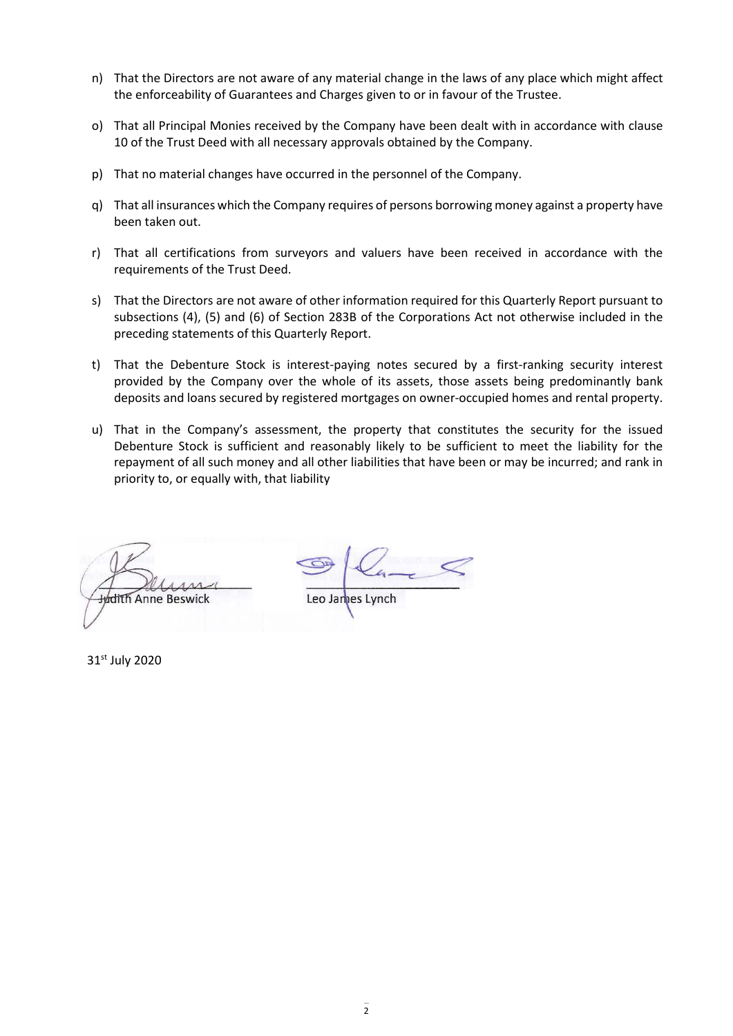n) That the Directors are not aware of any material change in the laws of any place which might affect the enforceability of Guarantees and Charges given to or in favour of the Trustee.

o) That all Principal Monies received by the Company have been dealt with in accordance with clause 10 of the Trust Deed with all necessary approvals obtained by the Company.

p) That no material changes have occurred in the personnel of the Company.

q) That all insurances which the Company requires of persons borrowing money against a property have been taken out.

r) That all certifications from surveyors and valuers have been received in accordance with the requirements of the Trust Deed.

s) That the Directors are not aware of other information required for this Quarterly Report pursuant to subsections (4), (5) and (6) of Section 283B of the Corporations Act not otherwise included in the preceding statements of this Quarterly Report.

t) That the Debenture Stock is interest-paying notes secured by a first-ranking security interest provided by the Company over the whole of its assets, those assets being predominantly bank deposits and loans secured by registered mortgages on owner-occupied homes and rental property.

u) That in the Company's assessment, the property that constitutes the security for the issued Debenture Stock is sufficient and reasonably likely to be sufficient to meet the liability for the repayment of all such money and all other liabilities that have been or may be incurred; and rank in priority to, or equally with, that liability

Judith Anne Beswick

Leo James Lynch

31st July 2020